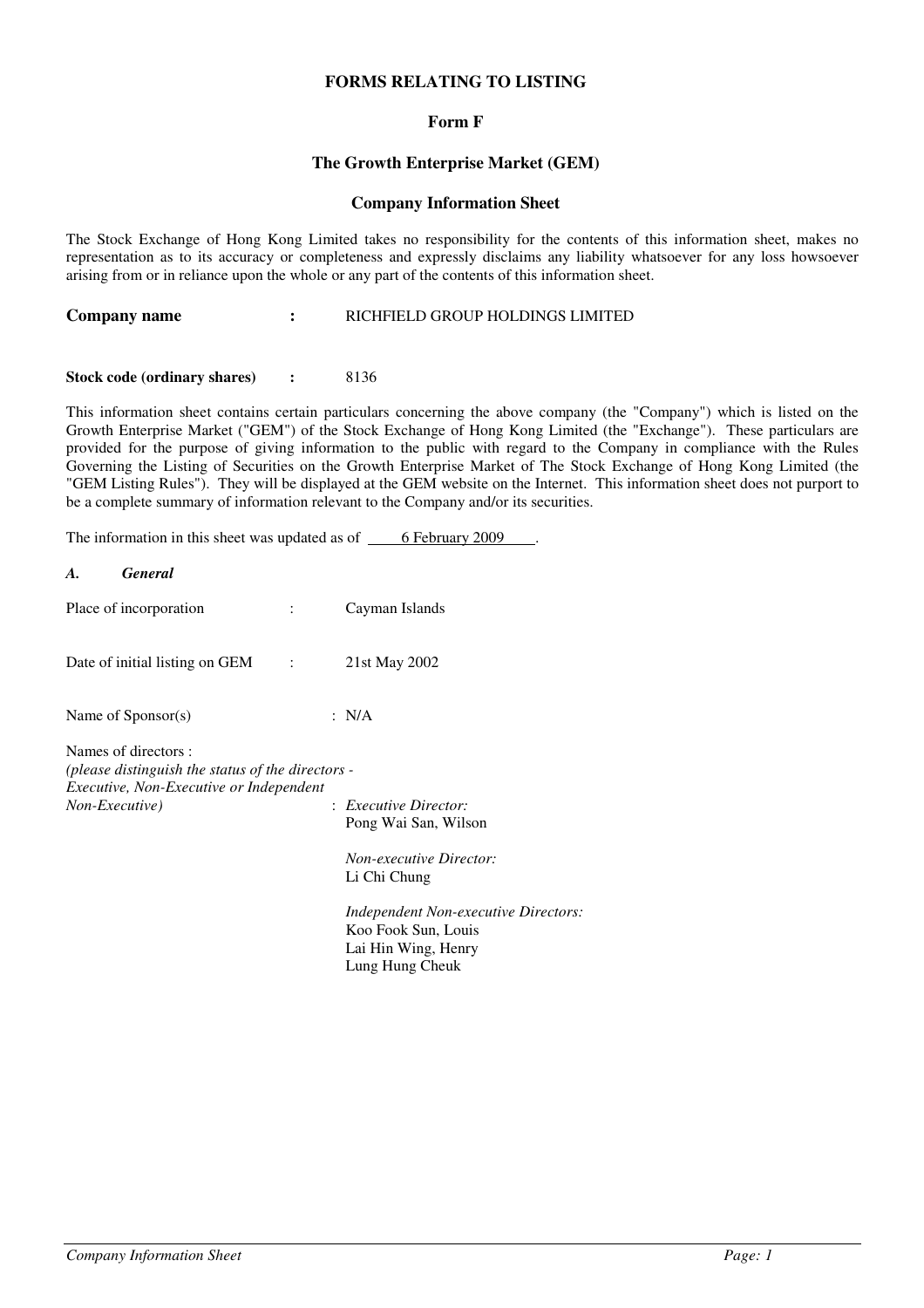# FORMS RELATING TO LISTING

## Form F

## The Growth Enterprise Market (GEM)

## Company Information Sheet

The Stock Exchange of Hong Kong Limited takes no responsibility for the contents of this information sheet, makes no representation as to its accuracy or completeness and expressly disclaims any liability whatsoever for any loss howsoever arising from or in reliance upon the whole or any part of the contents of this information sheet.

**Company name** : RICHFIELD GROUP HOLDINGS LIMITED

**Stock code (ordinary shares)** : 8136

This information sheet contains certain particulars concerning the above company (the "Company") which is listed on the Growth Enterprise Market ("GEM") of the Stock Exchange of Hong Kong Limited (the "Exchange"). These particulars are provided for the purpose of giving information to the public with regard to the Company in compliance with the Rules Governing the Listing of Securities on the Growth Enterprise Market of The Stock Exchange of Hong Kong Limited (the "GEM Listing Rules"). They will be displayed at the GEM website on the Internet. This information sheet does not purport to be a complete summary of information relevant to the Company and/or its securities.

The information in this sheet was updated as of 6 February 2009.

### *A. General*

Place of incorporation : Cayman Islands

Date of initial listing on GEM : 21st May 2002

Name of Sponsor(s) : N/A

Names of directors :
*(please distinguish the status of the directors - Executive, Non-Executive or Independent Non-Executive)* :

*Executive Director:*
Pong Wai San, Wilson

*Non-executive Director:*
Li Chi Chung

*Independent Non-executive Directors:*
Koo Fook Sun, Louis
Lai Hin Wing, Henry
Lung Hung Cheuk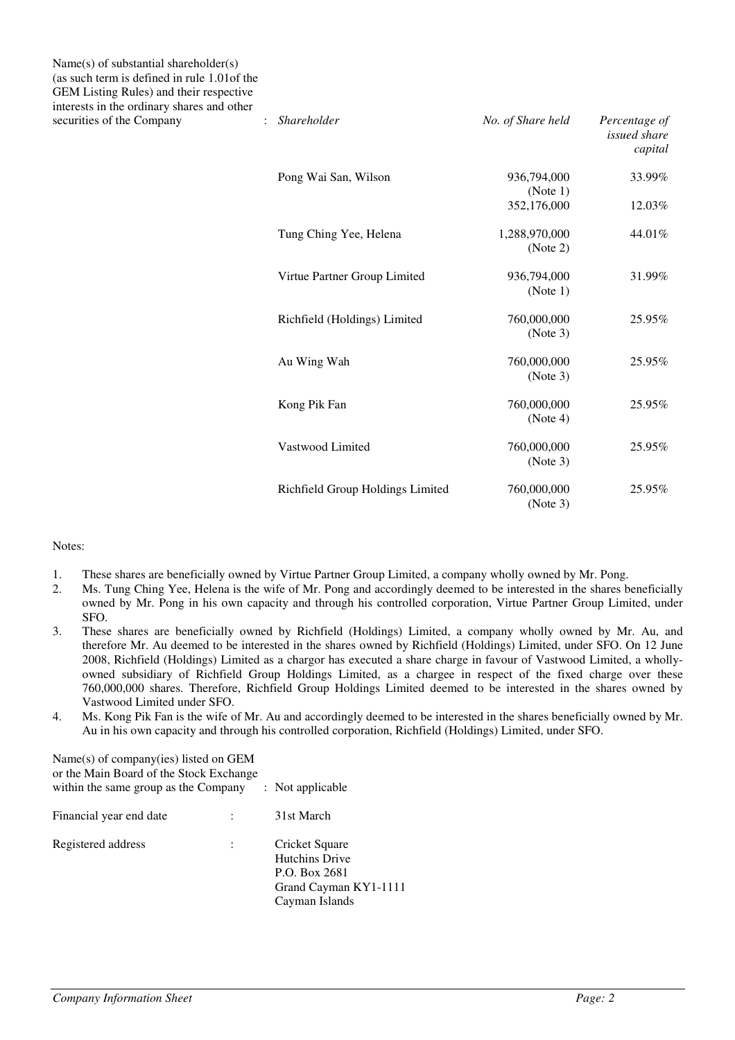Name(s) of substantial shareholder(s) (as such term is defined in rule 1.01of the GEM Listing Rules) and their respective interests in the ordinary shares and other securities of the Company :

| *Shareholder* | *No. of Share held* | *Percentage of issued share capital* |
|---|---|---|
| Pong Wai San, Wilson | 936,794,000 (Note 1) | 33.99% |
| | 352,176,000 | 12.03% |
| Tung Ching Yee, Helena | 1,288,970,000 (Note 2) | 44.01% |
| Virtue Partner Group Limited | 936,794,000 (Note 1) | 31.99% |
| Richfield (Holdings) Limited | 760,000,000 (Note 3) | 25.95% |
| Au Wing Wah | 760,000,000 (Note 3) | 25.95% |
| Kong Pik Fan | 760,000,000 (Note 4) | 25.95% |
| Vastwood Limited | 760,000,000 (Note 3) | 25.95% |
| Richfield Group Holdings Limited | 760,000,000 (Note 3) | 25.95% |

Notes:

1. These shares are beneficially owned by Virtue Partner Group Limited, a company wholly owned by Mr. Pong.
2. Ms. Tung Ching Yee, Helena is the wife of Mr. Pong and accordingly deemed to be interested in the shares beneficially owned by Mr. Pong in his own capacity and through his controlled corporation, Virtue Partner Group Limited, under SFO.
3. These shares are beneficially owned by Richfield (Holdings) Limited, a company wholly owned by Mr. Au, and therefore Mr. Au deemed to be interested in the shares owned by Richfield (Holdings) Limited, under SFO. On 12 June 2008, Richfield (Holdings) Limited as a chargor has executed a share charge in favour of Vastwood Limited, a wholly-owned subsidiary of Richfield Group Holdings Limited, as a chargee in respect of the fixed charge over these 760,000,000 shares. Therefore, Richfield Group Holdings Limited deemed to be interested in the shares owned by Vastwood Limited under SFO.
4. Ms. Kong Pik Fan is the wife of Mr. Au and accordingly deemed to be interested in the shares beneficially owned by Mr. Au in his own capacity and through his controlled corporation, Richfield (Holdings) Limited, under SFO.

Name(s) of company(ies) listed on GEM or the Main Board of the Stock Exchange within the same group as the Company : Not applicable

Financial year end date : 31st March

Registered address : Cricket Square
Hutchins Drive
P.O. Box 2681
Grand Cayman KY1-1111
Cayman Islands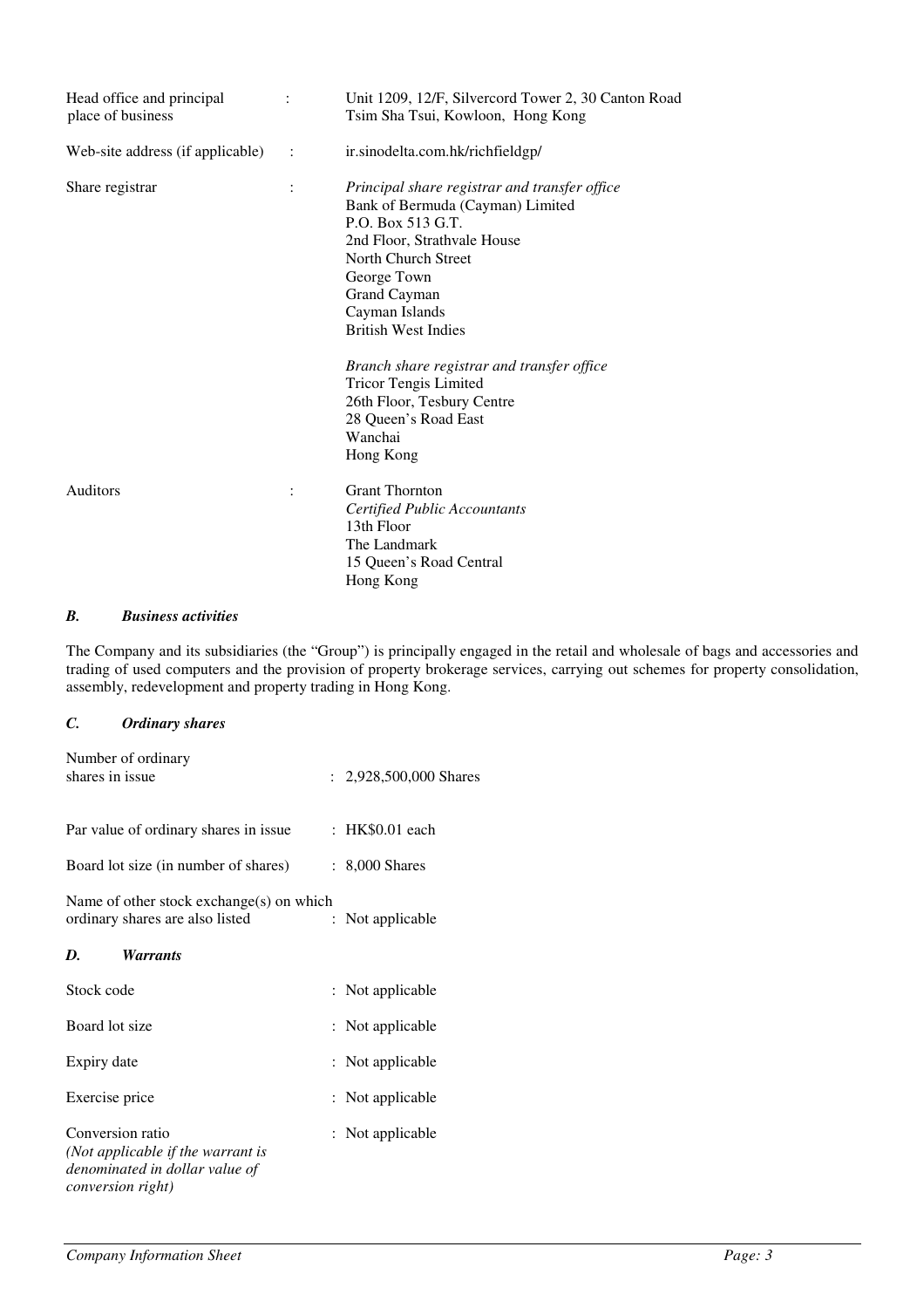| | | |
|---|---|---|
| Head office and principal place of business | : | Unit 1209, 12/F, Silvercord Tower 2, 30 Canton Road<br>Tsim Sha Tsui, Kowloon, Hong Kong |
| Web-site address (if applicable) | : | ir.sinodelta.com.hk/richfieldgp/ |
| Share registrar | : | *Principal share registrar and transfer office*<br>Bank of Bermuda (Cayman) Limited<br>P.O. Box 513 G.T.<br>2nd Floor, Strathvale House<br>North Church Street<br>George Town<br>Grand Cayman<br>Cayman Islands<br>British West Indies<br><br>*Branch share registrar and transfer office*<br>Tricor Tengis Limited<br>26th Floor, Tesbury Centre<br>28 Queen's Road East<br>Wanchai<br>Hong Kong |
| Auditors | : | Grant Thornton<br>*Certified Public Accountants*<br>13th Floor<br>The Landmark<br>15 Queen's Road Central<br>Hong Kong |

### *B. Business activities*

The Company and its subsidiaries (the "Group") is principally engaged in the retail and wholesale of bags and accessories and trading of used computers and the provision of property brokerage services, carrying out schemes for property consolidation, assembly, redevelopment and property trading in Hong Kong.

### *C. Ordinary shares*

| | |
|---|---|
| Number of ordinary shares in issue | : 2,928,500,000 Shares |
| Par value of ordinary shares in issue | : HK$0.01 each |
| Board lot size (in number of shares) | : 8,000 Shares |
| Name of other stock exchange(s) on which ordinary shares are also listed | : Not applicable |

### *D. Warrants*

| | |
|---|---|
| Stock code | : Not applicable |
| Board lot size | : Not applicable |
| Expiry date | : Not applicable |
| Exercise price | : Not applicable |
| Conversion ratio<br>*(Not applicable if the warrant is denominated in dollar value of conversion right)* | : Not applicable |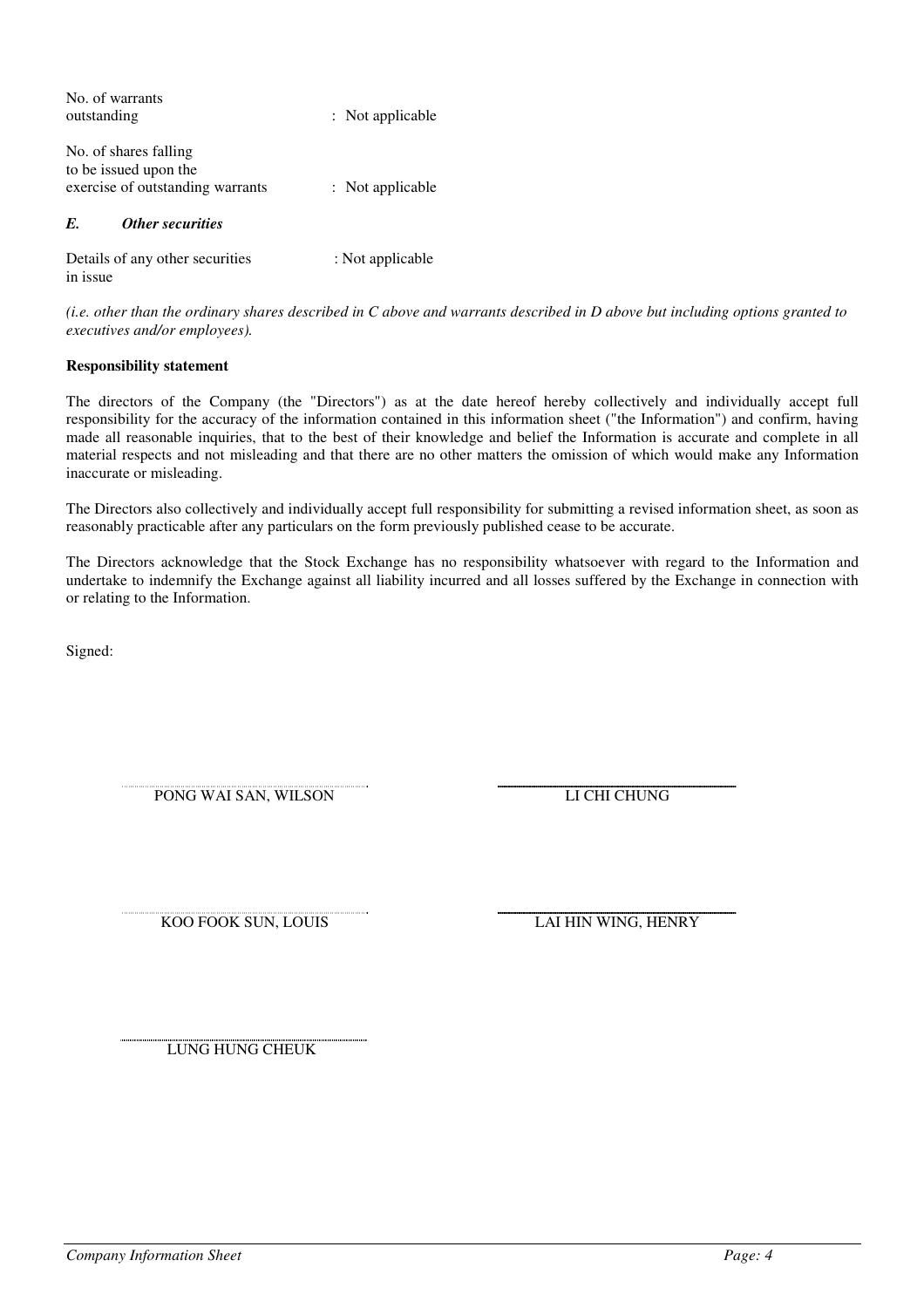No. of warrants outstanding : Not applicable

No. of shares falling to be issued upon the exercise of outstanding warrants : Not applicable

### *E. Other securities*

Details of any other securities in issue : Not applicable

*(i.e. other than the ordinary shares described in C above and warrants described in D above but including options granted to executives and/or employees).*

**Responsibility statement**

The directors of the Company (the "Directors") as at the date hereof hereby collectively and individually accept full responsibility for the accuracy of the information contained in this information sheet ("the Information") and confirm, having made all reasonable inquiries, that to the best of their knowledge and belief the Information is accurate and complete in all material respects and not misleading and that there are no other matters the omission of which would make any Information inaccurate or misleading.

The Directors also collectively and individually accept full responsibility for submitting a revised information sheet, as soon as reasonably practicable after any particulars on the form previously published cease to be accurate.

The Directors acknowledge that the Stock Exchange has no responsibility whatsoever with regard to the Information and undertake to indemnify the Exchange against all liability incurred and all losses suffered by the Exchange in connection with or relating to the Information.

Signed:

PONG WAI SAN, WILSON

LI CHI CHUNG

KOO FOOK SUN, LOUIS

LAI HIN WING, HENRY

LUNG HUNG CHEUK